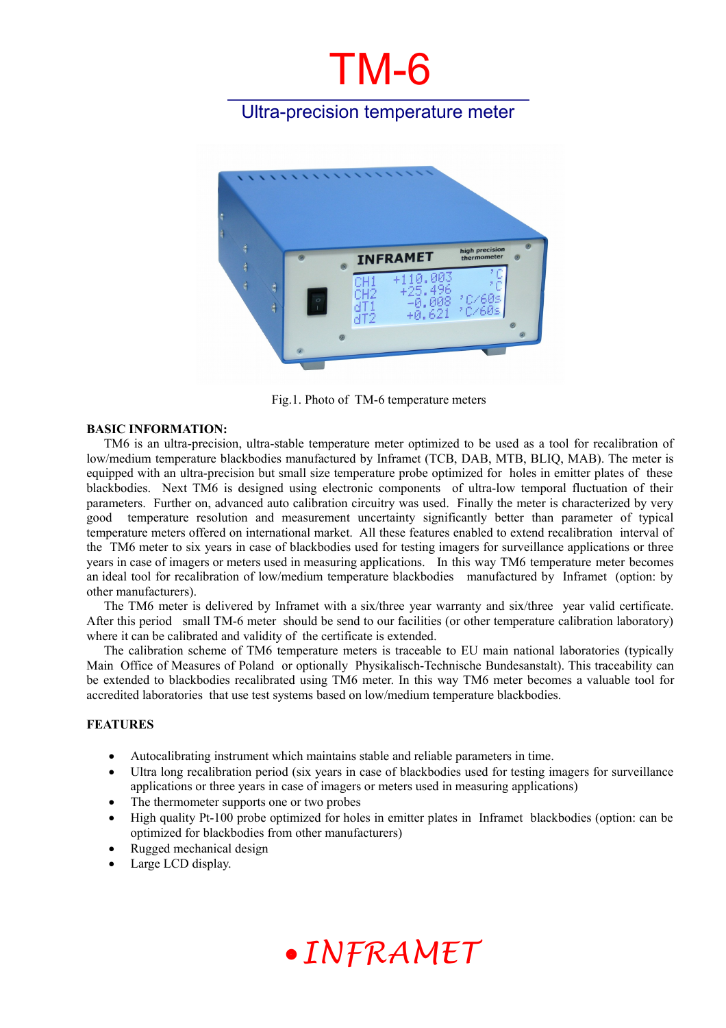# TM-6

## Ultra-precision temperature meter

Fig.1. Photo of TM-6 temperature meters

**BASIC INFORMATION:**

TM6 is an ultra-precision, ultra-stable temperature meter optimized to be used as a tool for recalibration of low/medium temperature blackbodies manufactured by Inframet (TCB, DAB, MTB, BLIQ, MAB). The meter is equipped with an ultra-precision but small size temperature probe optimized for holes in emitter plates of these blackbodies. Next TM6 is designed using electronic components of ultra-low temporal fluctuation of their parameters. Further on, advanced auto calibration circuitry was used. Finally the meter is characterized by very good temperature resolution and measurement uncertainty significantly better than parameter of typical temperature meters offered on international market. All these features enabled to extend recalibration interval of the TM6 meter to six years in case of blackbodies used for testing imagers for surveillance applications or three years in case of imagers or meters used in measuring applications. In this way TM6 temperature meter becomes an ideal tool for recalibration of low/medium temperature blackbodies manufactured by Inframet (option: by other manufacturers).

The TM6 meter is delivered by Inframet with a six/three year warranty and six/three year valid certificate. After this period small TM-6 meter should be send to our facilities (or other temperature calibration laboratory) where it can be calibrated and validity of the certificate is extended.

The calibration scheme of TM6 temperature meters is traceable to EU main national laboratories (typically Main Office of Measures of Poland or optionally Physikalisch-Technische Bundesanstalt). This traceability can be extended to blackbodies recalibrated using TM6 meter. In this way TM6 meter becomes a valuable tool for accredited laboratories that use test systems based on low/medium temperature blackbodies.

**FEATURES**

- Autocalibrating instrument which maintains stable and reliable parameters in time.
- Ultra long recalibration period (six years in case of blackbodies used for testing imagers for surveillance applications or three years in case of imagers or meters used in measuring applications)
- The thermometer supports one or two probes
- High quality Pt-100 probe optimized for holes in emitter plates in Inframet blackbodies (option: can be optimized for blackbodies from other manufacturers)
- Rugged mechanical design
- Large LCD display.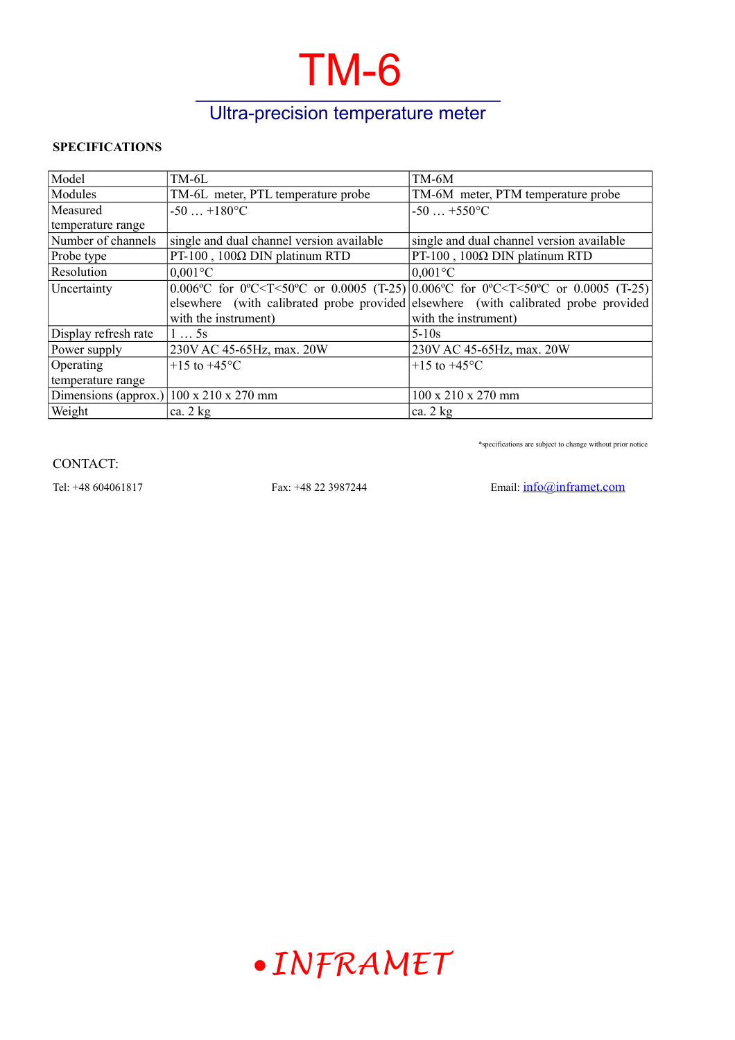# TM-6

## Ultra-precision temperature meter

**SPECIFICATIONS**

| | | |
|---|---|---|
| Model | TM-6L | TM-6M |
| Modules | TM-6L meter, PTL temperature probe | TM-6M meter, PTM temperature probe |
| Measured temperature range | -50 … +180°C | -50 … +550°C |
| Number of channels | single and dual channel version available | single and dual channel version available |
| Probe type | PT-100 , 100Ω DIN platinum RTD | PT-100 , 100Ω DIN platinum RTD |
| Resolution | 0,001°C | 0,001°C |
| Uncertainty | 0.006ºC for 0ºC<T<50ºC or 0.0005 (T-25) elsewhere (with calibrated probe provided with the instrument) | 0.006ºC for 0ºC<T<50ºC or 0.0005 (T-25) elsewhere (with calibrated probe provided with the instrument) |
| Display refresh rate | 1 … 5s | 5-10s |
| Power supply | 230V AC 45-65Hz, max. 20W | 230V AC 45-65Hz, max. 20W |
| Operating temperature range | +15 to +45°C | +15 to +45°C |
| Dimensions (approx.) | 100 x 210 x 270 mm | 100 x 210 x 270 mm |
| Weight | ca. 2 kg | ca. 2 kg |

*specifications are subject to change without prior notice

CONTACT:

Tel: +48 604061817 Fax: +48 22 3987244 Email: info@inframet.com

INFRAMET